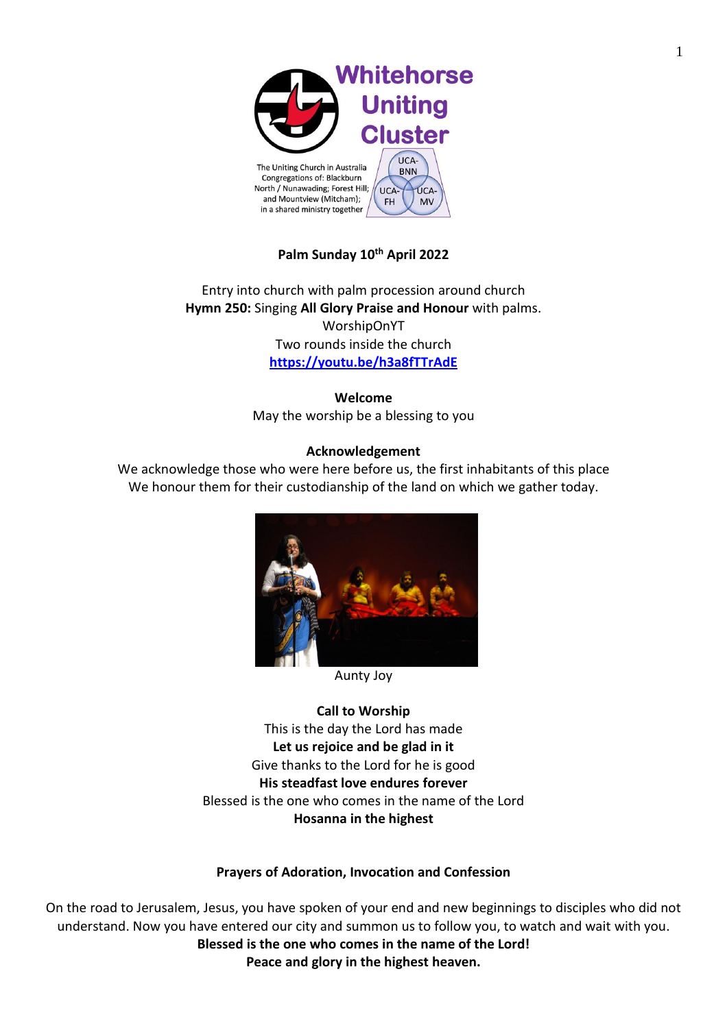# Whitehorse Uniting Cluster

The Uniting Church in Australia Congregations of: Blackburn North / Nunawading; Forest Hill; and Mountview (Mitcham); in a shared ministry together

UCA-BNN UCA-FH UCA-MV

## Palm Sunday 10th April 2022

Entry into church with palm procession around church
**Hymn 250:** Singing **All Glory Praise and Honour** with palms.
WorshipOnYT
Two rounds inside the church
https://youtu.be/h3a8fTTrAdE

**Welcome**
May the worship be a blessing to you

**Acknowledgement**
We acknowledge those who were here before us, the first inhabitants of this place
We honour them for their custodianship of the land on which we gather today.

Aunty Joy

**Call to Worship**
This is the day the Lord has made
**Let us rejoice and be glad in it**
Give thanks to the Lord for he is good
**His steadfast love endures forever**
Blessed is the one who comes in the name of the Lord
**Hosanna in the highest**

**Prayers of Adoration, Invocation and Confession**

On the road to Jerusalem, Jesus, you have spoken of your end and new beginnings to disciples who did not understand. Now you have entered our city and summon us to follow you, to watch and wait with you.
**Blessed is the one who comes in the name of the Lord!**
**Peace and glory in the highest heaven.**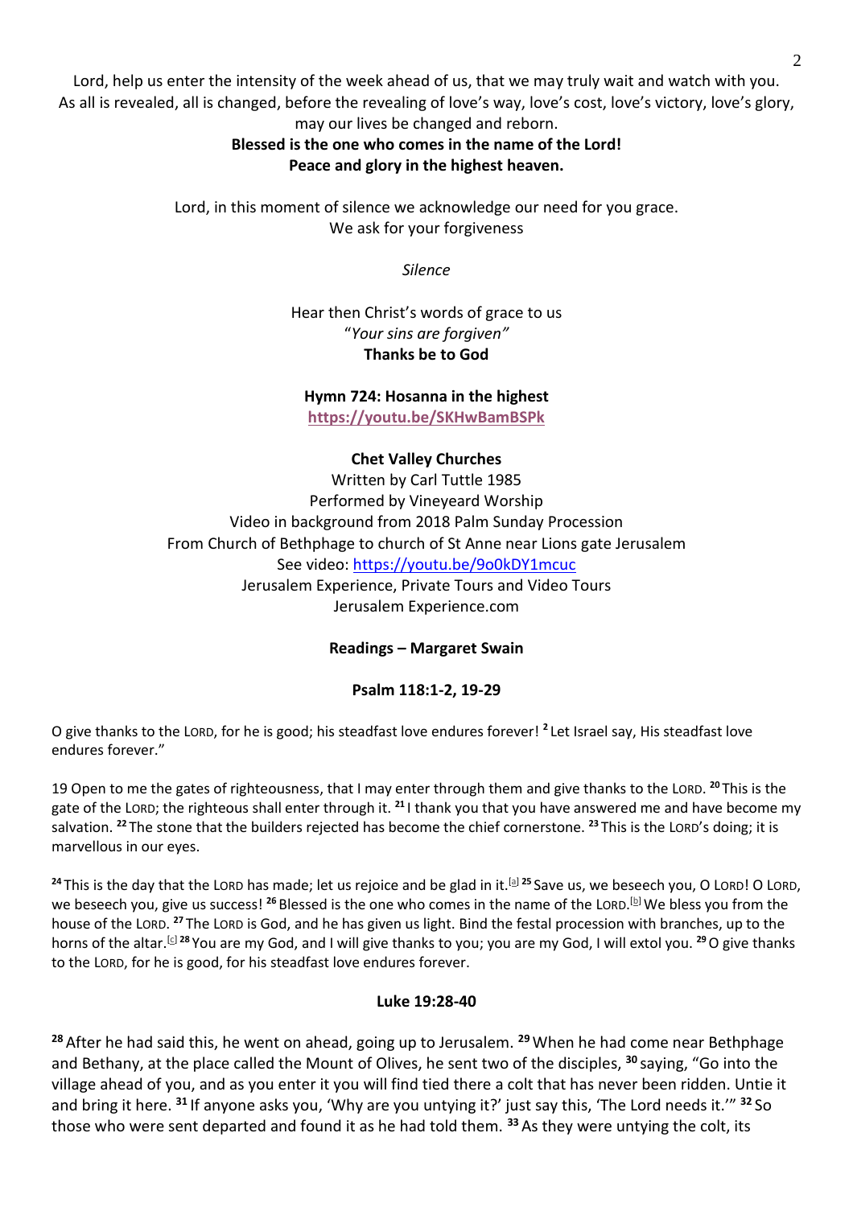Lord, help us enter the intensity of the week ahead of us, that we may truly wait and watch with you.
As all is revealed, all is changed, before the revealing of love's way, love's cost, love's victory, love's glory, may our lives be changed and reborn.

**Blessed is the one who comes in the name of the Lord!**
**Peace and glory in the highest heaven.**

Lord, in this moment of silence we acknowledge our need for you grace.
We ask for your forgiveness

*Silence*

Hear then Christ's words of grace to us
"*Your sins are forgiven"*
**Thanks be to God**

**Hymn 724: Hosanna in the highest**
**https://youtu.be/SKHwBamBSPk**

**Chet Valley Churches**
Written by Carl Tuttle 1985
Performed by Vineyeard Worship
Video in background from 2018 Palm Sunday Procession
From Church of Bethphage to church of St Anne near Lions gate Jerusalem
See video: https://youtu.be/9o0kDY1mcuc
Jerusalem Experience, Private Tours and Video Tours
Jerusalem Experience.com

**Readings – Margaret Swain**

**Psalm 118:1-2, 19-29**

O give thanks to the LORD, for he is good; his steadfast love endures forever! [2] Let Israel say, His steadfast love endures forever."

19 Open to me the gates of righteousness, that I may enter through them and give thanks to the LORD. [20] This is the gate of the LORD; the righteous shall enter through it. [21] I thank you that you have answered me and have become my salvation. [22] The stone that the builders rejected has become the chief cornerstone. [23] This is the LORD's doing; it is marvellous in our eyes.

[24] This is the day that the LORD has made; let us rejoice and be glad in it.[a] [25] Save us, we beseech you, O LORD! O LORD, we beseech you, give us success! [26] Blessed is the one who comes in the name of the LORD.[b] We bless you from the house of the LORD. [27] The LORD is God, and he has given us light. Bind the festal procession with branches, up to the horns of the altar.[c] [28] You are my God, and I will give thanks to you; you are my God, I will extol you. [29] O give thanks to the LORD, for he is good, for his steadfast love endures forever.

**Luke 19:28-40**

[28] After he had said this, he went on ahead, going up to Jerusalem. [29] When he had come near Bethphage and Bethany, at the place called the Mount of Olives, he sent two of the disciples, [30] saying, "Go into the village ahead of you, and as you enter it you will find tied there a colt that has never been ridden. Untie it and bring it here. [31] If anyone asks you, 'Why are you untying it?' just say this, 'The Lord needs it.'" [32] So those who were sent departed and found it as he had told them. [33] As they were untying the colt, its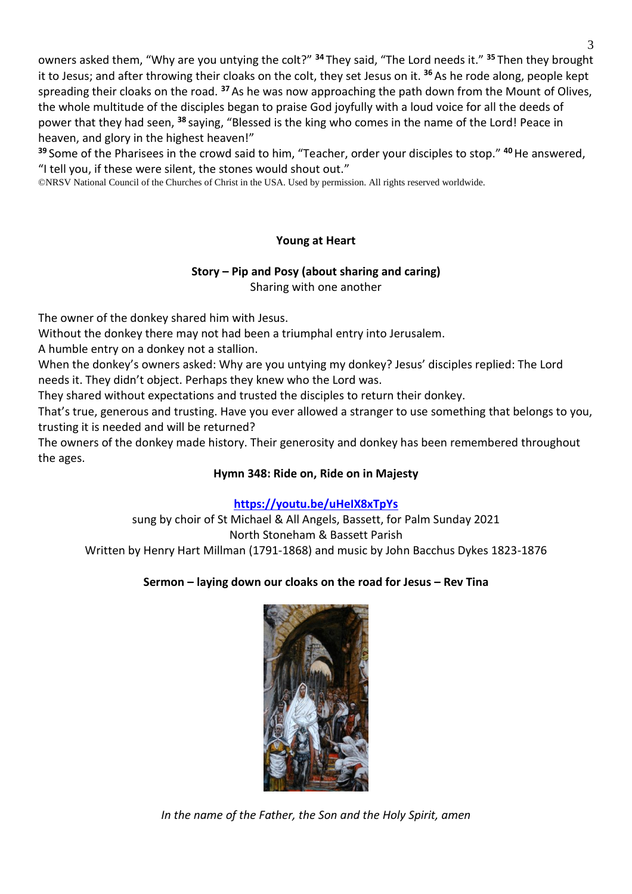owners asked them, "Why are you untying the colt?" [34] They said, "The Lord needs it." [35] Then they brought it to Jesus; and after throwing their cloaks on the colt, they set Jesus on it. [36] As he rode along, people kept spreading their cloaks on the road. [37] As he was now approaching the path down from the Mount of Olives, the whole multitude of the disciples began to praise God joyfully with a loud voice for all the deeds of power that they had seen, [38] saying, "Blessed is the king who comes in the name of the Lord! Peace in heaven, and glory in the highest heaven!"

[39] Some of the Pharisees in the crowd said to him, "Teacher, order your disciples to stop." [40] He answered, "I tell you, if these were silent, the stones would shout out."

©NRSV National Council of the Churches of Christ in the USA. Used by permission. All rights reserved worldwide.

**Young at Heart**

**Story – Pip and Posy (about sharing and caring)**

Sharing with one another

The owner of the donkey shared him with Jesus.

Without the donkey there may not had been a triumphal entry into Jerusalem.

A humble entry on a donkey not a stallion.

When the donkey's owners asked: Why are you untying my donkey? Jesus' disciples replied: The Lord needs it. They didn't object. Perhaps they knew who the Lord was.

They shared without expectations and trusted the disciples to return their donkey.

That's true, generous and trusting. Have you ever allowed a stranger to use something that belongs to you, trusting it is needed and will be returned?

The owners of the donkey made history. Their generosity and donkey has been remembered throughout the ages.

**Hymn 348: Ride on, Ride on in Majesty**

**https://youtu.be/uHeIX8xTpYs**

sung by choir of St Michael & All Angels, Bassett, for Palm Sunday 2021

North Stoneham & Bassett Parish

Written by Henry Hart Millman (1791-1868) and music by John Bacchus Dykes 1823-1876

**Sermon – laying down our cloaks on the road for Jesus – Rev Tina**

*In the name of the Father, the Son and the Holy Spirit, amen*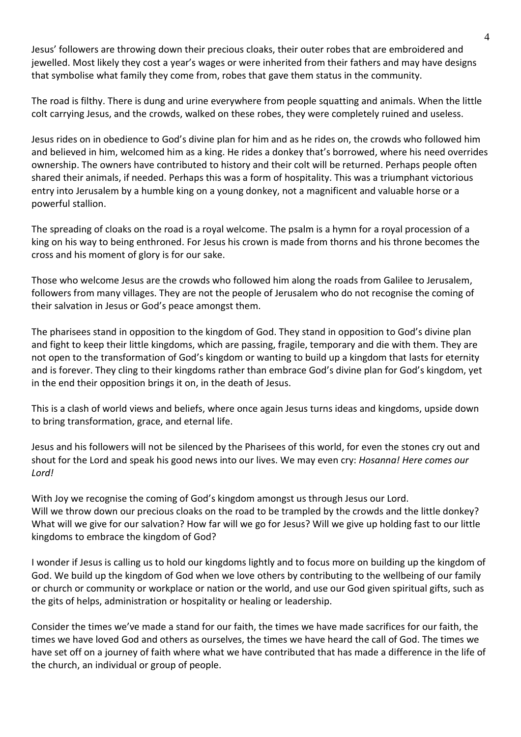Jesus' followers are throwing down their precious cloaks, their outer robes that are embroidered and jewelled. Most likely they cost a year's wages or were inherited from their fathers and may have designs that symbolise what family they come from, robes that gave them status in the community.

The road is filthy. There is dung and urine everywhere from people squatting and animals. When the little colt carrying Jesus, and the crowds, walked on these robes, they were completely ruined and useless.

Jesus rides on in obedience to God's divine plan for him and as he rides on, the crowds who followed him and believed in him, welcomed him as a king. He rides a donkey that's borrowed, where his need overrides ownership. The owners have contributed to history and their colt will be returned. Perhaps people often shared their animals, if needed. Perhaps this was a form of hospitality. This was a triumphant victorious entry into Jerusalem by a humble king on a young donkey, not a magnificent and valuable horse or a powerful stallion.

The spreading of cloaks on the road is a royal welcome. The psalm is a hymn for a royal procession of a king on his way to being enthroned. For Jesus his crown is made from thorns and his throne becomes the cross and his moment of glory is for our sake.

Those who welcome Jesus are the crowds who followed him along the roads from Galilee to Jerusalem, followers from many villages. They are not the people of Jerusalem who do not recognise the coming of their salvation in Jesus or God's peace amongst them.

The pharisees stand in opposition to the kingdom of God. They stand in opposition to God's divine plan and fight to keep their little kingdoms, which are passing, fragile, temporary and die with them. They are not open to the transformation of God's kingdom or wanting to build up a kingdom that lasts for eternity and is forever. They cling to their kingdoms rather than embrace God's divine plan for God's kingdom, yet in the end their opposition brings it on, in the death of Jesus.

This is a clash of world views and beliefs, where once again Jesus turns ideas and kingdoms, upside down to bring transformation, grace, and eternal life.

Jesus and his followers will not be silenced by the Pharisees of this world, for even the stones cry out and shout for the Lord and speak his good news into our lives. We may even cry: *Hosanna! Here comes our Lord!*

With Joy we recognise the coming of God's kingdom amongst us through Jesus our Lord.
Will we throw down our precious cloaks on the road to be trampled by the crowds and the little donkey? What will we give for our salvation? How far will we go for Jesus? Will we give up holding fast to our little kingdoms to embrace the kingdom of God?

I wonder if Jesus is calling us to hold our kingdoms lightly and to focus more on building up the kingdom of God. We build up the kingdom of God when we love others by contributing to the wellbeing of our family or church or community or workplace or nation or the world, and use our God given spiritual gifts, such as the gits of helps, administration or hospitality or healing or leadership.

Consider the times we've made a stand for our faith, the times we have made sacrifices for our faith, the times we have loved God and others as ourselves, the times we have heard the call of God. The times we have set off on a journey of faith where what we have contributed that has made a difference in the life of the church, an individual or group of people.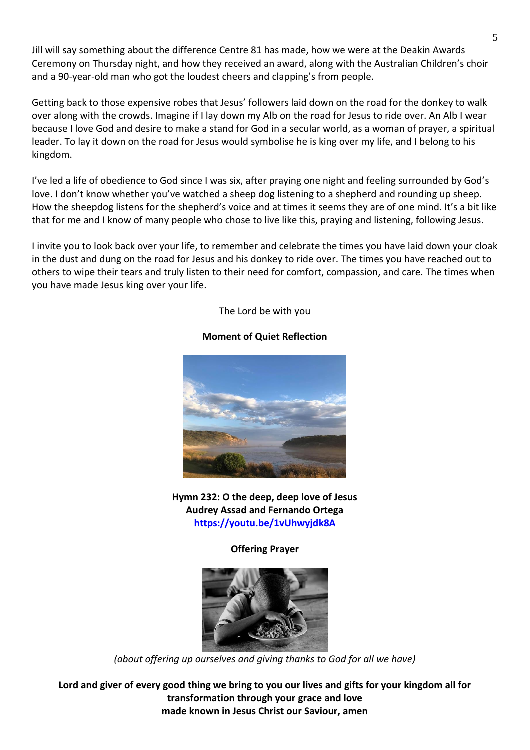Jill will say something about the difference Centre 81 has made, how we were at the Deakin Awards Ceremony on Thursday night, and how they received an award, along with the Australian Children's choir and a 90-year-old man who got the loudest cheers and clapping's from people.

Getting back to those expensive robes that Jesus' followers laid down on the road for the donkey to walk over along with the crowds. Imagine if I lay down my Alb on the road for Jesus to ride over. An Alb I wear because I love God and desire to make a stand for God in a secular world, as a woman of prayer, a spiritual leader. To lay it down on the road for Jesus would symbolise he is king over my life, and I belong to his kingdom.

I've led a life of obedience to God since I was six, after praying one night and feeling surrounded by God's love. I don't know whether you've watched a sheep dog listening to a shepherd and rounding up sheep. How the sheepdog listens for the shepherd's voice and at times it seems they are of one mind. It's a bit like that for me and I know of many people who chose to live like this, praying and listening, following Jesus.

I invite you to look back over your life, to remember and celebrate the times you have laid down your cloak in the dust and dung on the road for Jesus and his donkey to ride over. The times you have reached out to others to wipe their tears and truly listen to their need for comfort, compassion, and care. The times when you have made Jesus king over your life.

The Lord be with you

**Moment of Quiet Reflection**

**Hymn 232: O the deep, deep love of Jesus**
**Audrey Assad and Fernando Ortega**
**https://youtu.be/1vUhwyjdk8A**

**Offering Prayer**

*(about offering up ourselves and giving thanks to God for all we have)*

**Lord and giver of every good thing we bring to you our lives and gifts for your kingdom all for transformation through your grace and love made known in Jesus Christ our Saviour, amen**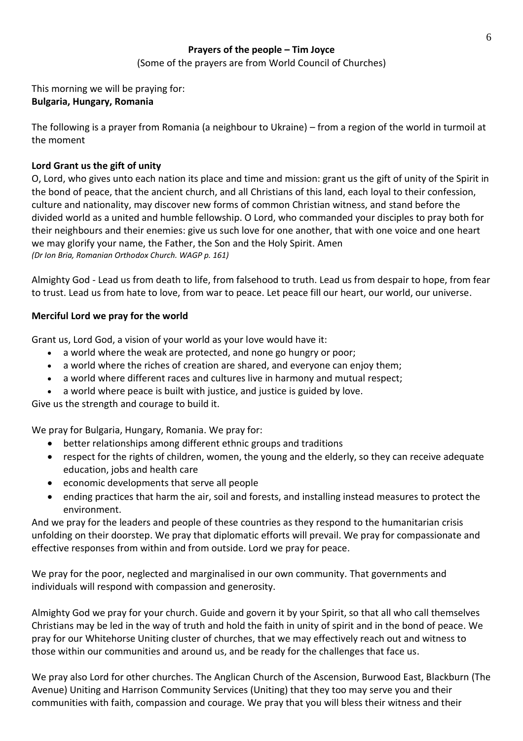**Prayers of the people – Tim Joyce**

(Some of the prayers are from World Council of Churches)

This morning we will be praying for:
**Bulgaria, Hungary, Romania**

The following is a prayer from Romania (a neighbour to Ukraine) – from a region of the world in turmoil at the moment

**Lord Grant us the gift of unity**

O, Lord, who gives unto each nation its place and time and mission: grant us the gift of unity of the Spirit in the bond of peace, that the ancient church, and all Christians of this land, each loyal to their confession, culture and nationality, may discover new forms of common Christian witness, and stand before the divided world as a united and humble fellowship. O Lord, who commanded your disciples to pray both for their neighbours and their enemies: give us such love for one another, that with one voice and one heart we may glorify your name, the Father, the Son and the Holy Spirit. Amen
*(Dr Ion Bria, Romanian Orthodox Church. WAGP p. 161)*

Almighty God - Lead us from death to life, from falsehood to truth. Lead us from despair to hope, from fear to trust. Lead us from hate to love, from war to peace. Let peace fill our heart, our world, our universe.

**Merciful Lord we pray for the world**

Grant us, Lord God, a vision of your world as your love would have it:

- a world where the weak are protected, and none go hungry or poor;
- a world where the riches of creation are shared, and everyone can enjoy them;
- a world where different races and cultures live in harmony and mutual respect;
- a world where peace is built with justice, and justice is guided by love.

Give us the strength and courage to build it.

We pray for Bulgaria, Hungary, Romania. We pray for:

- better relationships among different ethnic groups and traditions
- respect for the rights of children, women, the young and the elderly, so they can receive adequate education, jobs and health care
- economic developments that serve all people
- ending practices that harm the air, soil and forests, and installing instead measures to protect the environment.

And we pray for the leaders and people of these countries as they respond to the humanitarian crisis unfolding on their doorstep. We pray that diplomatic efforts will prevail. We pray for compassionate and effective responses from within and from outside. Lord we pray for peace.

We pray for the poor, neglected and marginalised in our own community. That governments and individuals will respond with compassion and generosity.

Almighty God we pray for your church. Guide and govern it by your Spirit, so that all who call themselves Christians may be led in the way of truth and hold the faith in unity of spirit and in the bond of peace. We pray for our Whitehorse Uniting cluster of churches, that we may effectively reach out and witness to those within our communities and around us, and be ready for the challenges that face us.

We pray also Lord for other churches. The Anglican Church of the Ascension, Burwood East, Blackburn (The Avenue) Uniting and Harrison Community Services (Uniting) that they too may serve you and their communities with faith, compassion and courage. We pray that you will bless their witness and their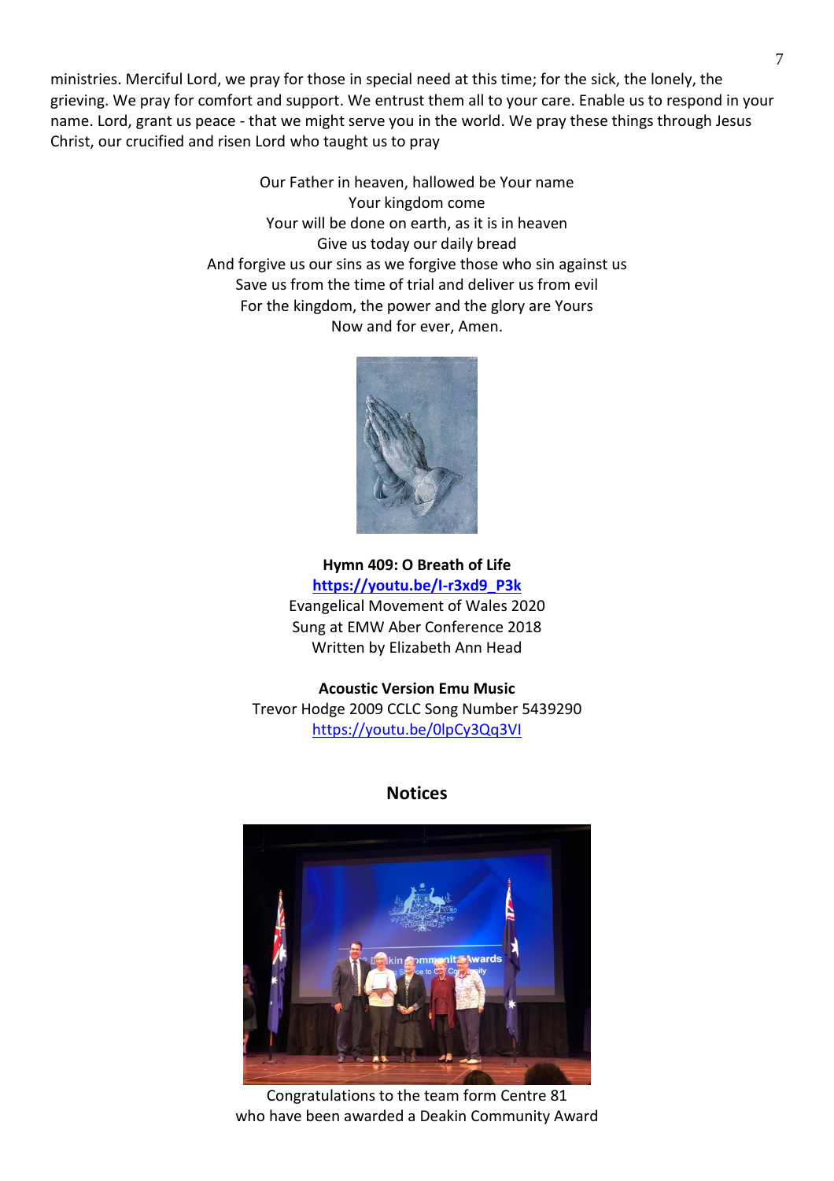ministries. Merciful Lord, we pray for those in special need at this time; for the sick, the lonely, the grieving. We pray for comfort and support. We entrust them all to your care. Enable us to respond in your name. Lord, grant us peace - that we might serve you in the world. We pray these things through Jesus Christ, our crucified and risen Lord who taught us to pray

Our Father in heaven, hallowed be Your name
Your kingdom come
Your will be done on earth, as it is in heaven
Give us today our daily bread
And forgive us our sins as we forgive those who sin against us
Save us from the time of trial and deliver us from evil
For the kingdom, the power and the glory are Yours
Now and for ever, Amen.

**Hymn 409: O Breath of Life**
**https://youtu.be/I-r3xd9_P3k**
Evangelical Movement of Wales 2020
Sung at EMW Aber Conference 2018
Written by Elizabeth Ann Head

**Acoustic Version Emu Music**
Trevor Hodge 2009 CCLC Song Number 5439290
https://youtu.be/0lpCy3Qq3VI

## Notices

Congratulations to the team form Centre 81
who have been awarded a Deakin Community Award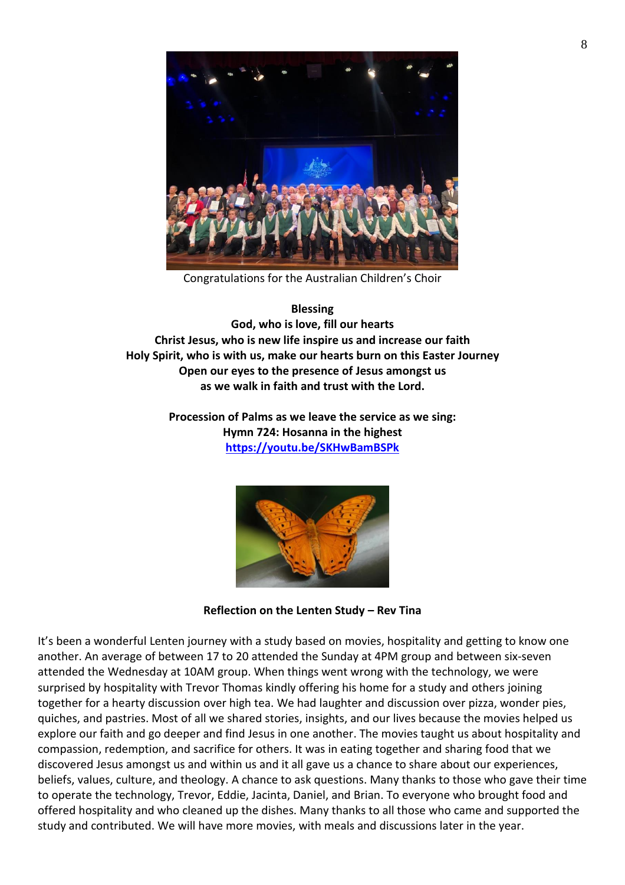Congratulations for the Australian Children's Choir

**Blessing**

**God, who is love, fill our hearts**
**Christ Jesus, who is new life inspire us and increase our faith**
**Holy Spirit, who is with us, make our hearts burn on this Easter Journey**
**Open our eyes to the presence of Jesus amongst us**
**as we walk in faith and trust with the Lord.**

**Procession of Palms as we leave the service as we sing:**
**Hymn 724: Hosanna in the highest**
**https://youtu.be/SKHwBamBSPk**

**Reflection on the Lenten Study – Rev Tina**

It's been a wonderful Lenten journey with a study based on movies, hospitality and getting to know one another. An average of between 17 to 20 attended the Sunday at 4PM group and between six-seven attended the Wednesday at 10AM group. When things went wrong with the technology, we were surprised by hospitality with Trevor Thomas kindly offering his home for a study and others joining together for a hearty discussion over high tea. We had laughter and discussion over pizza, wonder pies, quiches, and pastries. Most of all we shared stories, insights, and our lives because the movies helped us explore our faith and go deeper and find Jesus in one another. The movies taught us about hospitality and compassion, redemption, and sacrifice for others. It was in eating together and sharing food that we discovered Jesus amongst us and within us and it all gave us a chance to share about our experiences, beliefs, values, culture, and theology. A chance to ask questions. Many thanks to those who gave their time to operate the technology, Trevor, Eddie, Jacinta, Daniel, and Brian. To everyone who brought food and offered hospitality and who cleaned up the dishes. Many thanks to all those who came and supported the study and contributed. We will have more movies, with meals and discussions later in the year.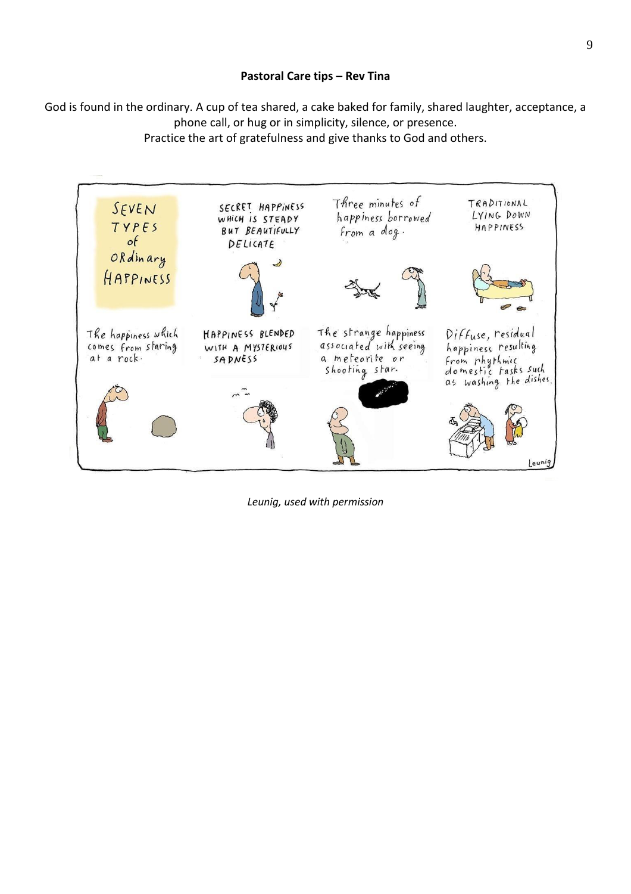**Pastoral Care tips – Rev Tina**

God is found in the ordinary. A cup of tea shared, a cake baked for family, shared laughter, acceptance, a phone call, or hug or in simplicity, silence, or presence.
Practice the art of gratefulness and give thanks to God and others.

SEVEN TYPES of ORdinary HAPPINESS

SECRET HAPPiNESS WHICH IS STEADY BUT BEAUTIFULLY DELICATE

Three minutes of happiness borrowed from a dog.

TRADITIONAL LYING DOWN HAPPINESS

The happiness which comes from staring at a rock.

HAPPINESS BLENDED WITH A MYSTERIOUS SADNESS

The strange happiness associated with seeing a meteorite or shooting star.

Diffuse, residual happiness resulting from rhythmic domestic tasks such as washing the dishes.

Leunig

*Leunig, used with permission*